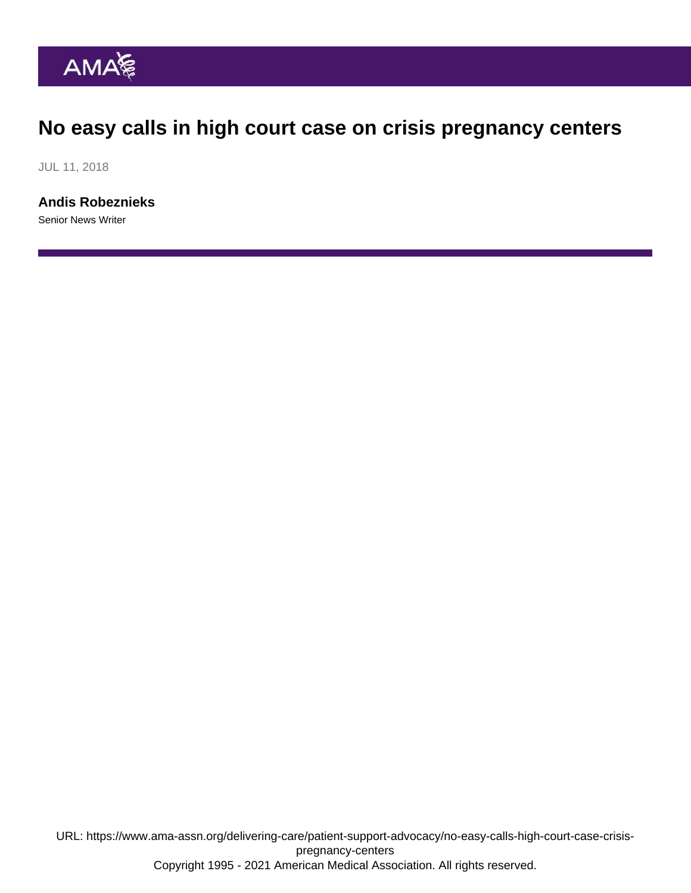# No easy calls in high court case on crisis pregnancy centers

JUL 11, 2018

**Andis Robeznieks**

Senior News Writer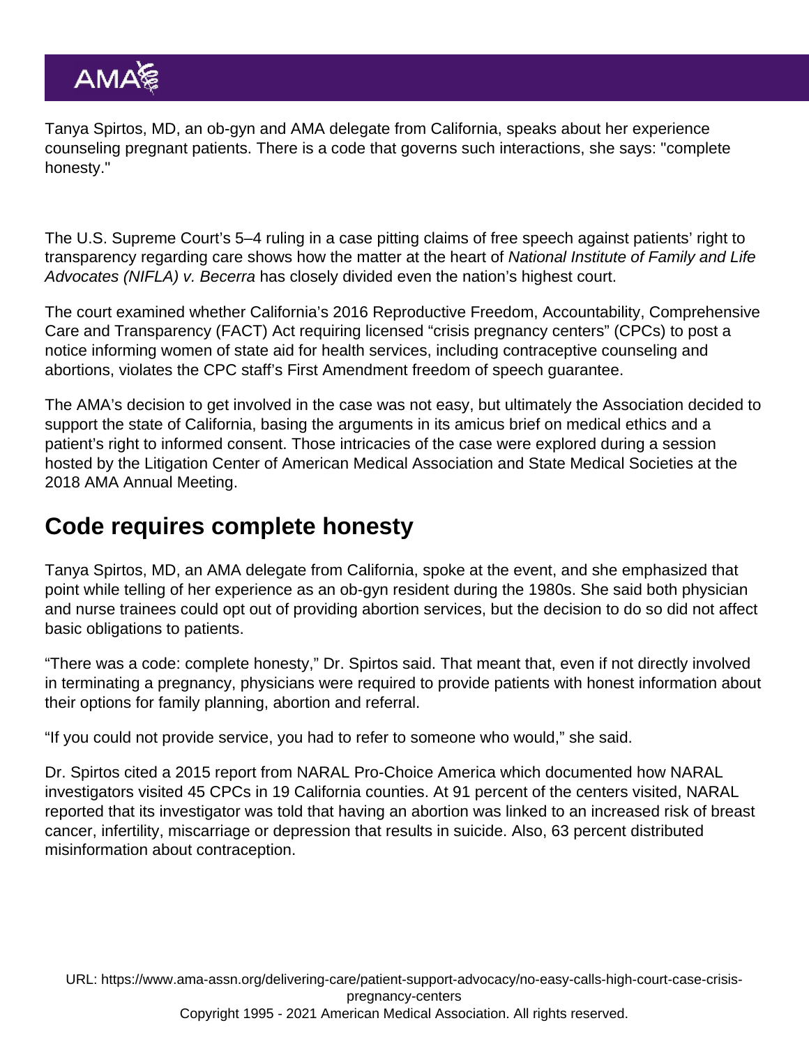Tanya Spirtos, MD, an ob-gyn and AMA delegate from California, speaks about her experience counseling pregnant patients. There is a code that governs such interactions, she says: "complete honesty."

The U.S. Supreme Court's 5–4 ruling in a case pitting claims of free speech against patients' right to transparency regarding care shows how the matter at the heart of *National Institute of Family and Life Advocates (NIFLA) v. Becerra* has closely divided even the nation's highest court.

The court examined whether California's 2016 Reproductive Freedom, Accountability, Comprehensive Care and Transparency (FACT) Act requiring licensed "crisis pregnancy centers" (CPCs) to post a notice informing women of state aid for health services, including contraceptive counseling and abortions, violates the CPC staff's First Amendment freedom of speech guarantee.

The AMA's decision to get involved in the case was not easy, but ultimately the Association decided to support the state of California, basing the arguments in its amicus brief on medical ethics and a patient's right to informed consent. Those intricacies of the case were explored during a session hosted by the Litigation Center of American Medical Association and State Medical Societies at the 2018 AMA Annual Meeting.

## Code requires complete honesty

Tanya Spirtos, MD, an AMA delegate from California, spoke at the event, and she emphasized that point while telling of her experience as an ob-gyn resident during the 1980s. She said both physician and nurse trainees could opt out of providing abortion services, but the decision to do so did not affect basic obligations to patients.

"There was a code: complete honesty," Dr. Spirtos said. That meant that, even if not directly involved in terminating a pregnancy, physicians were required to provide patients with honest information about their options for family planning, abortion and referral.

"If you could not provide service, you had to refer to someone who would," she said.

Dr. Spirtos cited a 2015 report from NARAL Pro-Choice America which documented how NARAL investigators visited 45 CPCs in 19 California counties. At 91 percent of the centers visited, NARAL reported that its investigator was told that having an abortion was linked to an increased risk of breast cancer, infertility, miscarriage or depression that results in suicide. Also, 63 percent distributed misinformation about contraception.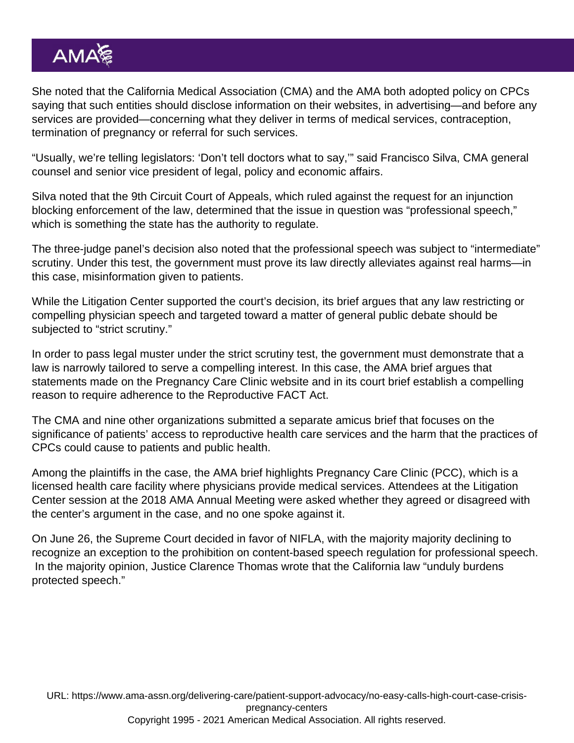She noted that the California Medical Association (CMA) and the AMA both adopted policy on CPCs saying that such entities should disclose information on their websites, in advertising—and before any services are provided—concerning what they deliver in terms of medical services, contraception, termination of pregnancy or referral for such services.

"Usually, we're telling legislators: 'Don't tell doctors what to say,'" said Francisco Silva, CMA general counsel and senior vice president of legal, policy and economic affairs.

Silva noted that the 9th Circuit Court of Appeals, which ruled against the request for an injunction blocking enforcement of the law, determined that the issue in question was "professional speech," which is something the state has the authority to regulate.

The three-judge panel's decision also noted that the professional speech was subject to "intermediate" scrutiny. Under this test, the government must prove its law directly alleviates against real harms—in this case, misinformation given to patients.

While the Litigation Center supported the court's decision, its brief argues that any law restricting or compelling physician speech and targeted toward a matter of general public debate should be subjected to "strict scrutiny."

In order to pass legal muster under the strict scrutiny test, the government must demonstrate that a law is narrowly tailored to serve a compelling interest. In this case, the AMA brief argues that statements made on the Pregnancy Care Clinic website and in its court brief establish a compelling reason to require adherence to the Reproductive FACT Act.

The CMA and nine other organizations submitted a separate amicus brief that focuses on the significance of patients' access to reproductive health care services and the harm that the practices of CPCs could cause to patients and public health.

Among the plaintiffs in the case, the AMA brief highlights Pregnancy Care Clinic (PCC), which is a licensed health care facility where physicians provide medical services. Attendees at the Litigation Center session at the 2018 AMA Annual Meeting were asked whether they agreed or disagreed with the center's argument in the case, and no one spoke against it.

On June 26, the Supreme Court decided in favor of NIFLA, with the majority majority declining to recognize an exception to the prohibition on content-based speech regulation for professional speech. In the majority opinion, Justice Clarence Thomas wrote that the California law "unduly burdens protected speech."